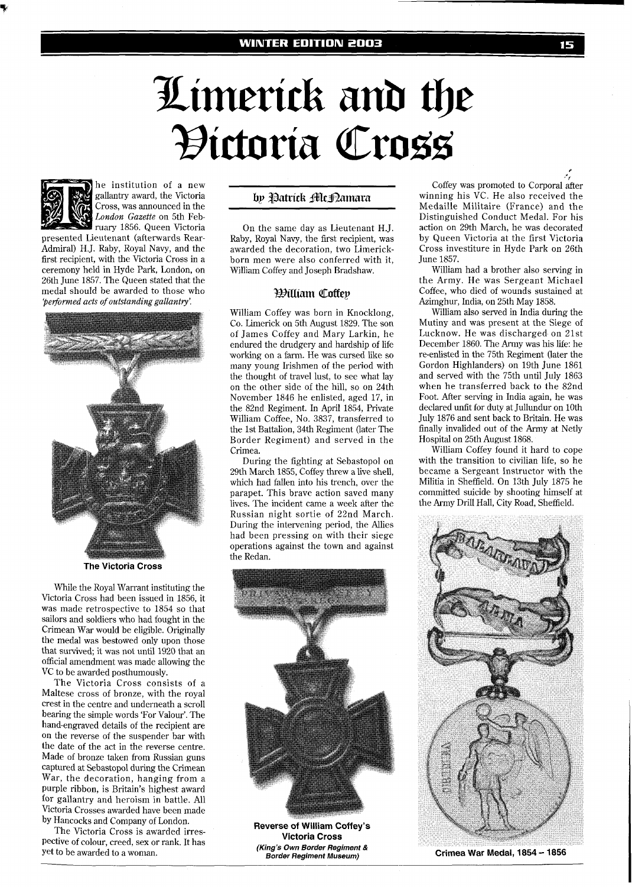# Limerick and the Victoria Cross

The institution of a new gallantry award, the Victoria Cross, was announced in the *London Gazette* on 5th February 1856. Queen Victoria presented Lieutenant (afterwards Rear-Admiral) H.J. Raby, Royal Navy, and the first recipient, with the Victoria Cross in a ceremony held in Hyde Park, London, on 26th June 1857. The Queen stated that the medal should be awarded to those who *'performed acts of outstanding gallantry'.*

The Victoria Cross

While the Royal Warrant instituting the Victoria Cross had been issued in 1856, it was made retrospective to 1854 so that sailors and soldiers who had fought in the Crimean War would be eligible. Originally the medal was bestowed only upon those that survived; it was not until 1920 that an official amendment was made allowing the VC to be awarded posthumously.

The Victoria Cross consists of a Maltese cross of bronze, with the royal crest in the centre and underneath a scroll bearing the simple words 'For Valour'. The hand-engraved details of the recipient are on the reverse of the suspender bar with the date of the act in the reverse centre. Made of bronze taken from Russian guns captured at Sebastopol during the Crimean War, the decoration, hanging from a purple ribbon, is Britain's highest award for gallantry and heroism in battle. All Victoria Crosses awarded have been made by Hancocks and Company of London.

The Victoria Cross is awarded irrespective of colour, creed, sex or rank. It has yet to be awarded to a woman.

### by Patrick McNamara

On the same day as Lieutenant H.J. Raby, Royal Navy, the first recipient, was awarded the decoration, two Limerick-born men were also conferred with it, William Coffey and Joseph Bradshaw.

## William Coffey

William Coffey was born in Knocklong, Co. Limerick on 5th August 1829. The son of James Coffey and Mary Larkin, he endured the drudgery and hardship of life working on a farm. He was cursed like so many young Irishmen of the period with the thought of travel lust, to see what lay on the other side of the hill, so on 24th November 1846 he enlisted, aged 17, in the 82nd Regiment. In April 1854, Private William Coffee, No. 3837, transferred to the 1st Battalion, 34th Regiment (later The Border Regiment) and served in the Crimea.

During the fighting at Sebastopol on 29th March 1855, Coffey threw a live shell, which had fallen into his trench, over the parapet. This brave action saved many lives. The incident came a week after the Russian night sortie of 22nd March. During the intervening period, the Allies had been pressing on with their siege operations against the town and against the Redan.

Reverse of William Coffey's Victoria Cross
*(King's Own Border Regiment & Border Regiment Museum)*

Coffey was promoted to Corporal after winning his VC. He also received the Medaille Militaire (France) and the Distinguished Conduct Medal. For his action on 29th March, he was decorated by Queen Victoria at the first Victoria Cross investiture in Hyde Park on 26th June 1857.

William had a brother also serving in the Army. He was Sergeant Michael Coffee, who died of wounds sustained at Azimghur, India, on 25th May 1858.

William also served in India during the Mutiny and was present at the Siege of Lucknow. He was discharged on 21st December 1860. The Army was his life: he re-enlisted in the 75th Regiment (later the Gordon Highlanders) on 19th June 1861 and served with the 75th until July 1863 when he transferred back to the 82nd Foot. After serving in India again, he was declared unfit for duty at Jullundur on 10th July 1876 and sent back to Britain. He was finally invalided out of the Army at Netly Hospital on 25th August 1868.

William Coffey found it hard to cope with the transition to civilian life, so he became a Sergeant Instructor with the Militia in Sheffield. On 13th July 1875 he committed suicide by shooting himself at the Army Drill Hall, City Road, Sheffield.

Crimea War Medal, 1854 – 1856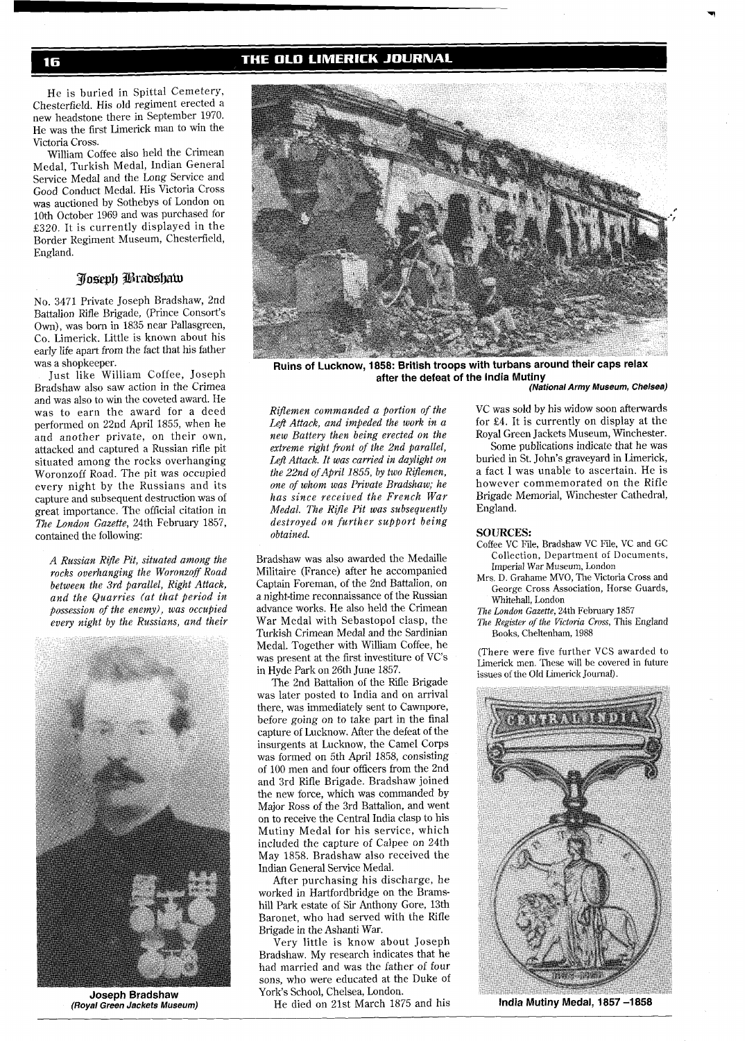He is buried in Spittal Cemetery, Chesterfield. His old regiment erected a new headstone there in September 1970. He was the first Limerick man to win the Victoria Cross.

William Coffee also held the Crimean Medal, Turkish Medal, Indian General Service Medal and the Long Service and Good Conduct Medal. His Victoria Cross was auctioned by Sothebys of London on 10th October 1969 and was purchased for £320. It is currently displayed in the Border Regiment Museum, Chesterfield, England.

### Joseph Bradshaw

No. 3471 Private Joseph Bradshaw, 2nd Battalion Rifle Brigade, (Prince Consort's Own), was born in 1835 near Pallasgreen, Co. Limerick. Little is known about his early life apart from the fact that his father was a shopkeeper.

Just like William Coffee, Joseph Bradshaw also saw action in the Crimea and was also to win the coveted award. He was to earn the award for a deed performed on 22nd April 1855, when he and another private, on their own, attacked and captured a Russian rifle pit situated among the rocks overhanging Woronzoff Road. The pit was occupied every night by the Russians and its capture and subsequent destruction was of great importance. The official citation in *The London Gazette*, 24th February 1857, contained the following:

> *A Russian Rifle Pit, situated among the rocks overhanging the Woronzoff Road between the 3rd parallel, Right Attack, and the Quarries (at that period in possession of the enemy), was occupied every night by the Russians, and their Riflemen commanded a portion of the Left Attack, and impeded the work in a new Battery then being erected on the extreme right front of the 2nd parallel, Left Attack. It was carried in daylight on the 22nd of April 1855, by two Riflemen, one of whom was Private Bradshaw; he has since received the French War Medal. The Rifle Pit was subsequently destroyed on further support being obtained.*

**Joseph Bradshaw**
*(Royal Green Jackets Museum)*

**Ruins of Lucknow, 1858: British troops with turbans around their caps relax after the defeat of the India Mutiny**
*(National Army Museum, Chelsea)*

Bradshaw was also awarded the Medaille Militaire (France) after he accompanied Captain Foreman, of the 2nd Battalion, on a night-time reconnaissance of the Russian advance works. He also held the Crimean War Medal with Sebastopol clasp, the Turkish Crimean Medal and the Sardinian Medal. Together with William Coffee, he was present at the first investiture of VC's in Hyde Park on 26th June 1857.

The 2nd Battalion of the Rifle Brigade was later posted to India and on arrival there, was immediately sent to Cawnpore, before going on to take part in the final capture of Lucknow. After the defeat of the insurgents at Lucknow, the Camel Corps was formed on 5th April 1858, consisting of 100 men and four officers from the 2nd and 3rd Rifle Brigade. Bradshaw joined the new force, which was commanded by Major Ross of the 3rd Battalion, and went on to receive the Central India clasp to his Mutiny Medal for his service, which included the capture of Calpee on 24th May 1858. Bradshaw also received the Indian General Service Medal.

After purchasing his discharge, he worked in Hartfordbridge on the Bramshill Park estate of Sir Anthony Gore, 13th Baronet, who had served with the Rifle Brigade in the Ashanti War.

Very little is know about Joseph Bradshaw. My research indicates that he had married and was the father of four sons, who were educated at the Duke of York's School, Chelsea, London.

He died on 21st March 1875 and his VC was sold by his widow soon afterwards for £4. It is currently on display at the Royal Green Jackets Museum, Winchester.

Some publications indicate that he was buried in St. John's graveyard in Limerick, a fact I was unable to ascertain. He is however commemorated on the Rifle Brigade Memorial, Winchester Cathedral, England.

**SOURCES:**

- Coffee VC File, Bradshaw VC File, VC and GC Collection, Department of Documents, Imperial War Museum, London
- Mrs. D. Grahame MVO, The Victoria Cross and George Cross Association, Horse Guards, Whitehall, London
- *The London Gazette*, 24th February 1857
- *The Register of the Victoria Cross*, This England Books, Cheltenham, 1988

(There were five further VCS awarded to Limerick men. These will be covered in future issues of the Old Limerick Journal).

**India Mutiny Medal, 1857 –1858**